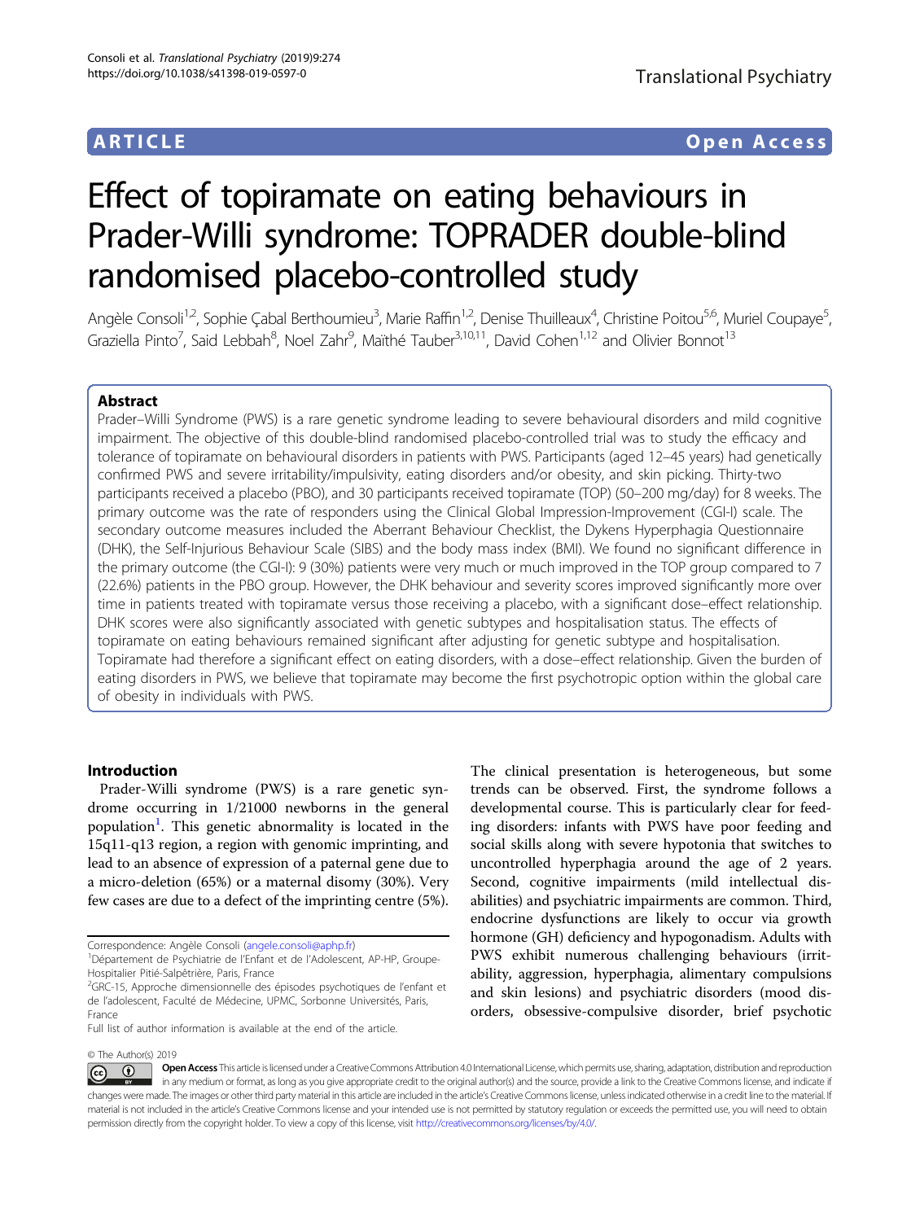ARTICLE Open Access

# Effect of topiramate on eating behaviours in Prader-Willi syndrome: TOPRADER double-blind randomised placebo-controlled study

Angèle Consoli[1,2], Sophie Çabal Berthoumieu[3], Marie Raffin[1,2], Denise Thuilleaux[4], Christine Poitou[5,6], Muriel Coupaye[5], Graziella Pinto[7], Said Lebbah[8], Noel Zahr[9], Maïthé Tauber[3,10,11], David Cohen[1,12] and Olivier Bonnot[13]

## Abstract

Prader–Willi Syndrome (PWS) is a rare genetic syndrome leading to severe behavioural disorders and mild cognitive impairment. The objective of this double-blind randomised placebo-controlled trial was to study the efficacy and tolerance of topiramate on behavioural disorders in patients with PWS. Participants (aged 12–45 years) had genetically confirmed PWS and severe irritability/impulsivity, eating disorders and/or obesity, and skin picking. Thirty-two participants received a placebo (PBO), and 30 participants received topiramate (TOP) (50–200 mg/day) for 8 weeks. The primary outcome was the rate of responders using the Clinical Global Impression-Improvement (CGI-I) scale. The secondary outcome measures included the Aberrant Behaviour Checklist, the Dykens Hyperphagia Questionnaire (DHK), the Self-Injurious Behaviour Scale (SIBS) and the body mass index (BMI). We found no significant difference in the primary outcome (the CGI-I): 9 (30%) patients were very much or much improved in the TOP group compared to 7 (22.6%) patients in the PBO group. However, the DHK behaviour and severity scores improved significantly more over time in patients treated with topiramate versus those receiving a placebo, with a significant dose–effect relationship. DHK scores were also significantly associated with genetic subtypes and hospitalisation status. The effects of topiramate on eating behaviours remained significant after adjusting for genetic subtype and hospitalisation. Topiramate had therefore a significant effect on eating disorders, with a dose–effect relationship. Given the burden of eating disorders in PWS, we believe that topiramate may become the first psychotropic option within the global care of obesity in individuals with PWS.

## Introduction

Prader-Willi syndrome (PWS) is a rare genetic syndrome occurring in 1/21000 newborns in the general population[1]. This genetic abnormality is located in the 15q11-q13 region, a region with genomic imprinting, and lead to an absence of expression of a paternal gene due to a micro-deletion (65%) or a maternal disomy (30%). Very few cases are due to a defect of the imprinting centre (5%). The clinical presentation is heterogeneous, but some trends can be observed. First, the syndrome follows a developmental course. This is particularly clear for feeding disorders: infants with PWS have poor feeding and social skills along with severe hypotonia that switches to uncontrolled hyperphagia around the age of 2 years. Second, cognitive impairments (mild intellectual disabilities) and psychiatric impairments are common. Third, endocrine dysfunctions are likely to occur via growth hormone (GH) deficiency and hypogonadism. Adults with PWS exhibit numerous challenging behaviours (irritability, aggression, hyperphagia, alimentary compulsions and skin lesions) and psychiatric disorders (mood disorders, obsessive-compulsive disorder, brief psychotic

Correspondence: Angèle Consoli (angele.consoli@aphp.fr)
[1]Département de Psychiatrie de l'Enfant et de l'Adolescent, AP-HP, Groupe-Hospitalier Pitié-Salpêtrière, Paris, France
[2]GRC-15, Approche dimensionnelle des épisodes psychotiques de l'enfant et de l'adolescent, Faculté de Médecine, UPMC, Sorbonne Universités, Paris, France
Full list of author information is available at the end of the article.

© The Author(s) 2019

Open Access This article is licensed under a Creative Commons Attribution 4.0 International License, which permits use, sharing, adaptation, distribution and reproduction in any medium or format, as long as you give appropriate credit to the original author(s) and the source, provide a link to the Creative Commons license, and indicate if changes were made. The images or other third party material in this article are included in the article's Creative Commons license, unless indicated otherwise in a credit line to the material. If material is not included in the article's Creative Commons license and your intended use is not permitted by statutory regulation or exceeds the permitted use, you will need to obtain permission directly from the copyright holder. To view a copy of this license, visit http://creativecommons.org/licenses/by/4.0/.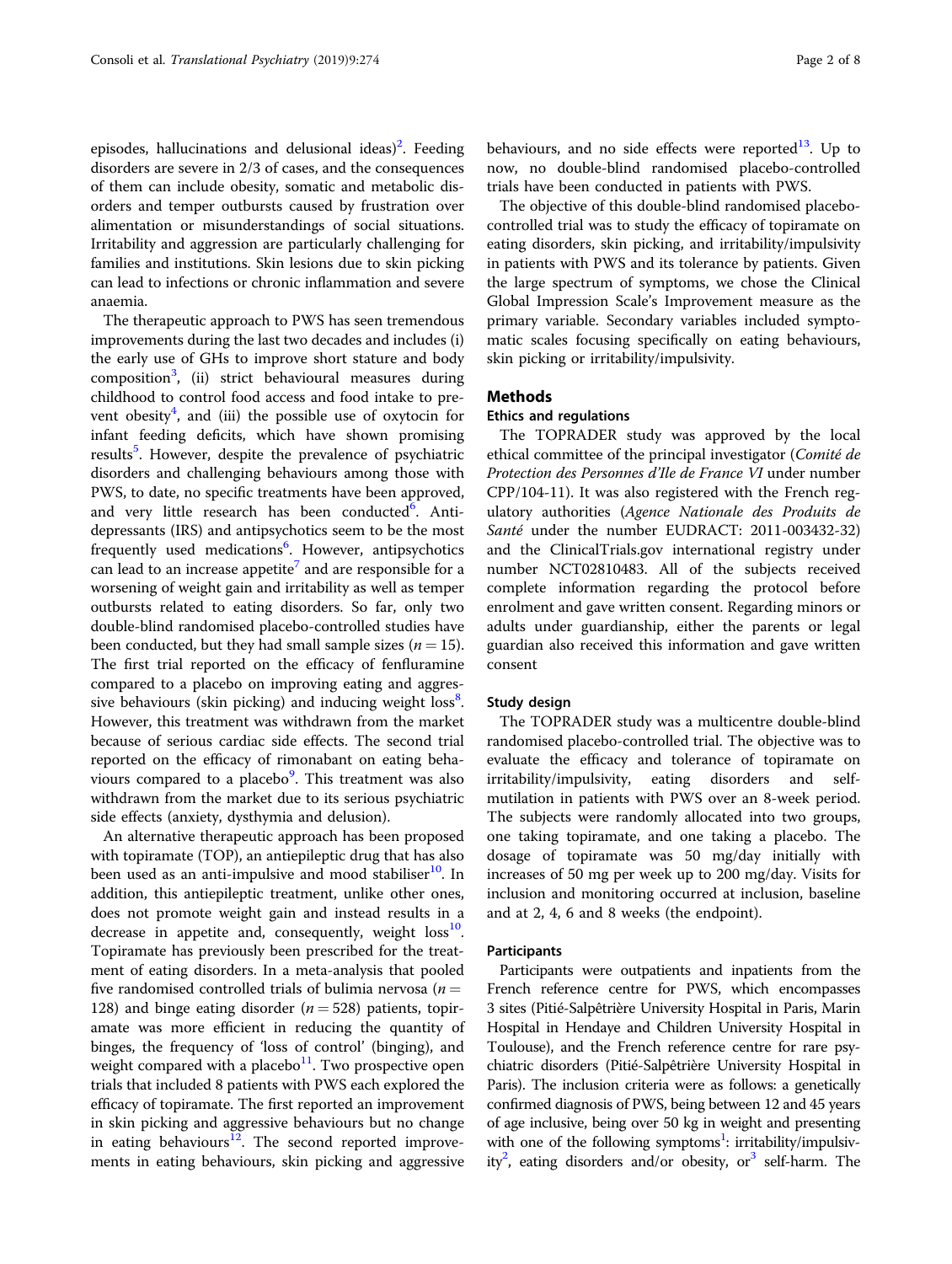episodes, hallucinations and delusional ideas)[2]. Feeding disorders are severe in 2/3 of cases, and the consequences of them can include obesity, somatic and metabolic disorders and temper outbursts caused by frustration over alimentation or misunderstandings of social situations. Irritability and aggression are particularly challenging for families and institutions. Skin lesions due to skin picking can lead to infections or chronic inflammation and severe anaemia.

The therapeutic approach to PWS has seen tremendous improvements during the last two decades and includes (i) the early use of GHs to improve short stature and body composition[3], (ii) strict behavioural measures during childhood to control food access and food intake to prevent obesity[4], and (iii) the possible use of oxytocin for infant feeding deficits, which have shown promising results[5]. However, despite the prevalence of psychiatric disorders and challenging behaviours among those with PWS, to date, no specific treatments have been approved, and very little research has been conducted[6]. Antidepressants (IRS) and antipsychotics seem to be the most frequently used medications[6]. However, antipsychotics can lead to an increase appetite[7] and are responsible for a worsening of weight gain and irritability as well as temper outbursts related to eating disorders. So far, only two double-blind randomised placebo-controlled studies have been conducted, but they had small sample sizes ($n = 15$). The first trial reported on the efficacy of fenfluramine compared to a placebo on improving eating and aggressive behaviours (skin picking) and inducing weight loss[8]. However, this treatment was withdrawn from the market because of serious cardiac side effects. The second trial reported on the efficacy of rimonabant on eating behaviours compared to a placebo[9]. This treatment was also withdrawn from the market due to its serious psychiatric side effects (anxiety, dysthymia and delusion).

An alternative therapeutic approach has been proposed with topiramate (TOP), an antiepileptic drug that has also been used as an anti-impulsive and mood stabiliser[10]. In addition, this antiepileptic treatment, unlike other ones, does not promote weight gain and instead results in a decrease in appetite and, consequently, weight loss[10]. Topiramate has previously been prescribed for the treatment of eating disorders. In a meta-analysis that pooled five randomised controlled trials of bulimia nervosa ($n = 128$) and binge eating disorder ($n = 528$) patients, topiramate was more efficient in reducing the quantity of binges, the frequency of 'loss of control' (binging), and weight compared with a placebo[11]. Two prospective open trials that included 8 patients with PWS each explored the efficacy of topiramate. The first reported an improvement in skin picking and aggressive behaviours but no change in eating behaviours[12]. The second reported improvements in eating behaviours, skin picking and aggressive behaviours, and no side effects were reported[13]. Up to now, no double-blind randomised placebo-controlled trials have been conducted in patients with PWS.

The objective of this double-blind randomised placebo-controlled trial was to study the efficacy of topiramate on eating disorders, skin picking, and irritability/impulsivity in patients with PWS and its tolerance by patients. Given the large spectrum of symptoms, we chose the Clinical Global Impression Scale's Improvement measure as the primary variable. Secondary variables included symptomatic scales focusing specifically on eating behaviours, skin picking or irritability/impulsivity.

## Methods

### Ethics and regulations

The TOPRADER study was approved by the local ethical committee of the principal investigator (*Comité de Protection des Personnes d'Ile de France VI* under number CPP/104-11). It was also registered with the French regulatory authorities (*Agence Nationale des Produits de Santé* under the number EUDRACT: 2011-003432-32) and the ClinicalTrials.gov international registry under number NCT02810483. All of the subjects received complete information regarding the protocol before enrolment and gave written consent. Regarding minors or adults under guardianship, either the parents or legal guardian also received this information and gave written consent

### Study design

The TOPRADER study was a multicentre double-blind randomised placebo-controlled trial. The objective was to evaluate the efficacy and tolerance of topiramate on irritability/impulsivity, eating disorders and self-mutilation in patients with PWS over an 8-week period. The subjects were randomly allocated into two groups, one taking topiramate, and one taking a placebo. The dosage of topiramate was 50 mg/day initially with increases of 50 mg per week up to 200 mg/day. Visits for inclusion and monitoring occurred at inclusion, baseline and at 2, 4, 6 and 8 weeks (the endpoint).

### Participants

Participants were outpatients and inpatients from the French reference centre for PWS, which encompasses 3 sites (Pitié-Salpêtrière University Hospital in Paris, Marin Hospital in Hendaye and Children University Hospital in Toulouse), and the French reference centre for rare psychiatric disorders (Pitié-Salpêtrière University Hospital in Paris). The inclusion criteria were as follows: a genetically confirmed diagnosis of PWS, being between 12 and 45 years of age inclusive, being over 50 kg in weight and presenting with one of the following symptoms[1]: irritability/impulsivity[2], eating disorders and/or obesity, or[3] self-harm. The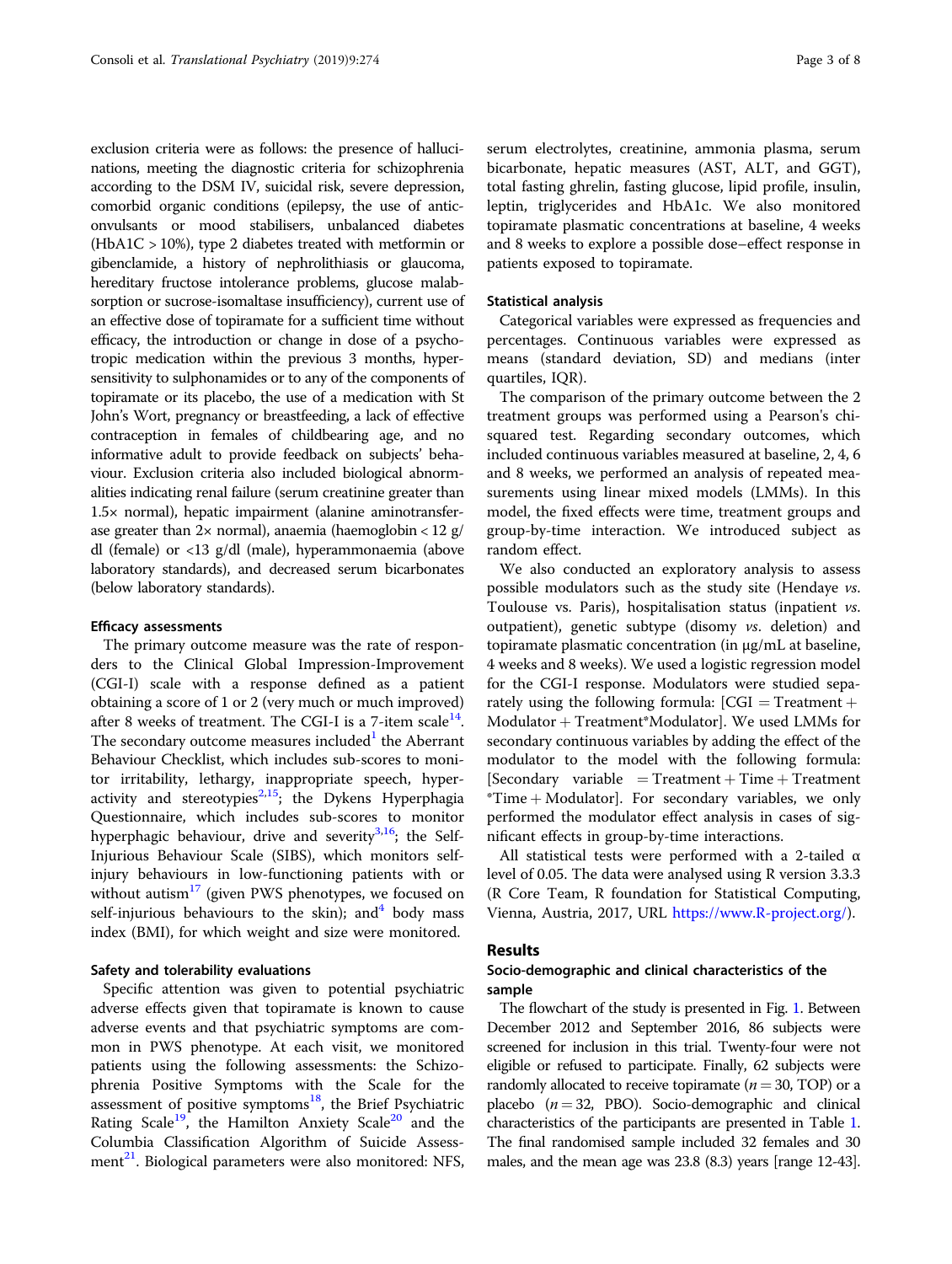exclusion criteria were as follows: the presence of hallucinations, meeting the diagnostic criteria for schizophrenia according to the DSM IV, suicidal risk, severe depression, comorbid organic conditions (epilepsy, the use of anticonvulsants or mood stabilisers, unbalanced diabetes (HbA1C > 10%), type 2 diabetes treated with metformin or gibenclamide, a history of nephrolithiasis or glaucoma, hereditary fructose intolerance problems, glucose malabsorption or sucrose-isomaltase insufficiency), current use of an effective dose of topiramate for a sufficient time without efficacy, the introduction or change in dose of a psychotropic medication within the previous 3 months, hypersensitivity to sulphonamides or to any of the components of topiramate or its placebo, the use of a medication with St John's Wort, pregnancy or breastfeeding, a lack of effective contraception in females of childbearing age, and no informative adult to provide feedback on subjects' behaviour. Exclusion criteria also included biological abnormalities indicating renal failure (serum creatinine greater than 1.5× normal), hepatic impairment (alanine aminotransferase greater than 2× normal), anaemia (haemoglobin < 12 g/dl (female) or <13 g/dl (male), hyperammonaemia (above laboratory standards), and decreased serum bicarbonates (below laboratory standards).

### Efficacy assessments

The primary outcome measure was the rate of responders to the Clinical Global Impression-Improvement (CGI-I) scale with a response defined as a patient obtaining a score of 1 or 2 (very much or much improved) after 8 weeks of treatment. The CGI-I is a 7-item scale[14]. The secondary outcome measures included[1] the Aberrant Behaviour Checklist, which includes sub-scores to monitor irritability, lethargy, inappropriate speech, hyperactivity and stereotypies[2,15]; the Dykens Hyperphagia Questionnaire, which includes sub-scores to monitor hyperphagic behaviour, drive and severity[3,16]; the Self-Injurious Behaviour Scale (SIBS), which monitors self-injury behaviours in low-functioning patients with or without autism[17] (given PWS phenotypes, we focused on self-injurious behaviours to the skin); and[4] body mass index (BMI), for which weight and size were monitored.

### Safety and tolerability evaluations

Specific attention was given to potential psychiatric adverse effects given that topiramate is known to cause adverse events and that psychiatric symptoms are common in PWS phenotype. At each visit, we monitored patients using the following assessments: the Schizophrenia Positive Symptoms with the Scale for the assessment of positive symptoms[18], the Brief Psychiatric Rating Scale[19], the Hamilton Anxiety Scale[20] and the Columbia Classification Algorithm of Suicide Assessment[21]. Biological parameters were also monitored: NFS, serum electrolytes, creatinine, ammonia plasma, serum bicarbonate, hepatic measures (AST, ALT, and GGT), total fasting ghrelin, fasting glucose, lipid profile, insulin, leptin, triglycerides and HbA1c. We also monitored topiramate plasmatic concentrations at baseline, 4 weeks and 8 weeks to explore a possible dose–effect response in patients exposed to topiramate.

### Statistical analysis

Categorical variables were expressed as frequencies and percentages. Continuous variables were expressed as means (standard deviation, SD) and medians (inter quartiles, IQR).

The comparison of the primary outcome between the 2 treatment groups was performed using a Pearson's chi-squared test. Regarding secondary outcomes, which included continuous variables measured at baseline, 2, 4, 6 and 8 weeks, we performed an analysis of repeated measurements using linear mixed models (LMMs). In this model, the fixed effects were time, treatment groups and group-by-time interaction. We introduced subject as random effect.

We also conducted an exploratory analysis to assess possible modulators such as the study site (Hendaye *vs.* Toulouse vs. Paris), hospitalisation status (inpatient *vs.* outpatient), genetic subtype (disomy *vs.* deletion) and topiramate plasmatic concentration (in µg/mL at baseline, 4 weeks and 8 weeks). We used a logistic regression model for the CGI-I response. Modulators were studied separately using the following formula: [CGI = Treatment + Modulator + Treatment*Modulator]. We used LMMs for secondary continuous variables by adding the effect of the modulator to the model with the following formula: [Secondary variable = Treatment + Time + Treatment *Time + Modulator]. For secondary variables, we only performed the modulator effect analysis in cases of significant effects in group-by-time interactions.

All statistical tests were performed with a 2-tailed α level of 0.05. The data were analysed using R version 3.3.3 (R Core Team, R foundation for Statistical Computing, Vienna, Austria, 2017, URL https://www.R-project.org/).

## Results

### Socio-demographic and clinical characteristics of the sample

The flowchart of the study is presented in Fig. 1. Between December 2012 and September 2016, 86 subjects were screened for inclusion in this trial. Twenty-four were not eligible or refused to participate. Finally, 62 subjects were randomly allocated to receive topiramate ($n = 30$, TOP) or a placebo ($n = 32$, PBO). Socio-demographic and clinical characteristics of the participants are presented in Table 1. The final randomised sample included 32 females and 30 males, and the mean age was 23.8 (8.3) years [range 12-43].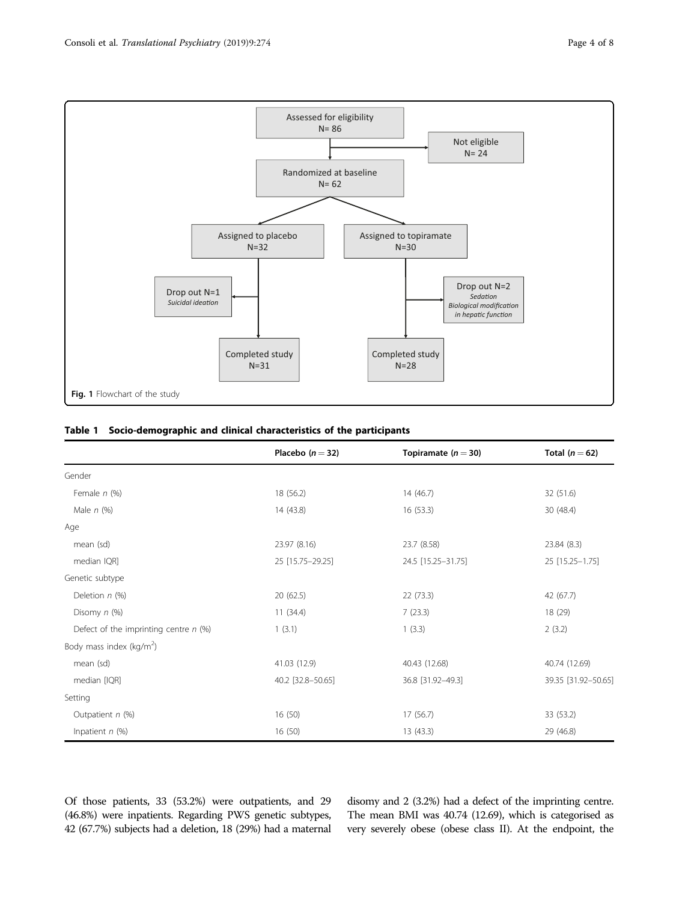Assessed for eligibility
N= 86

Not eligible
N= 24

Randomized at baseline
N= 62

Assigned to placebo
N=32

Assigned to topiramate
N=30

Drop out N=1
*Suicidal ideation*

Drop out N=2
*Sedation*
*Biological modification in hepatic function*

Completed study
N=31

Completed study
N=28

**Fig. 1** Flowchart of the study

**Table 1 Socio-demographic and clinical characteristics of the participants**

| | Placebo ($n = 32$) | Topiramate ($n = 30$) | Total ($n = 62$) |
|---|---|---|---|
| Gender | | | |
| Female *n* (%) | 18 (56.2) | 14 (46.7) | 32 (51.6) |
| Male *n* (%) | 14 (43.8) | 16 (53.3) | 30 (48.4) |
| Age | | | |
| mean (sd) | 23.97 (8.16) | 23.7 (8.58) | 23.84 (8.3) |
| median IQR] | 25 [15.75–29.25] | 24.5 [15.25–31.75] | 25 [15.25–1.75] |
| Genetic subtype | | | |
| Deletion *n* (%) | 20 (62.5) | 22 (73.3) | 42 (67.7) |
| Disomy *n* (%) | 11 (34.4) | 7 (23.3) | 18 (29) |
| Defect of the imprinting centre *n* (%) | 1 (3.1) | 1 (3.3) | 2 (3.2) |
| Body mass index (kg/m$^2$) | | | |
| mean (sd) | 41.03 (12.9) | 40.43 (12.68) | 40.74 (12.69) |
| median [IQR] | 40.2 [32.8–50.65] | 36.8 [31.92–49.3] | 39.35 [31.92–50.65] |
| Setting | | | |
| Outpatient *n* (%) | 16 (50) | 17 (56.7) | 33 (53.2) |
| Inpatient *n* (%) | 16 (50) | 13 (43.3) | 29 (46.8) |

Of those patients, 33 (53.2%) were outpatients, and 29 (46.8%) were inpatients. Regarding PWS genetic subtypes, 42 (67.7%) subjects had a deletion, 18 (29%) had a maternal disomy and 2 (3.2%) had a defect of the imprinting centre. The mean BMI was 40.74 (12.69), which is categorised as very severely obese (obese class II). At the endpoint, the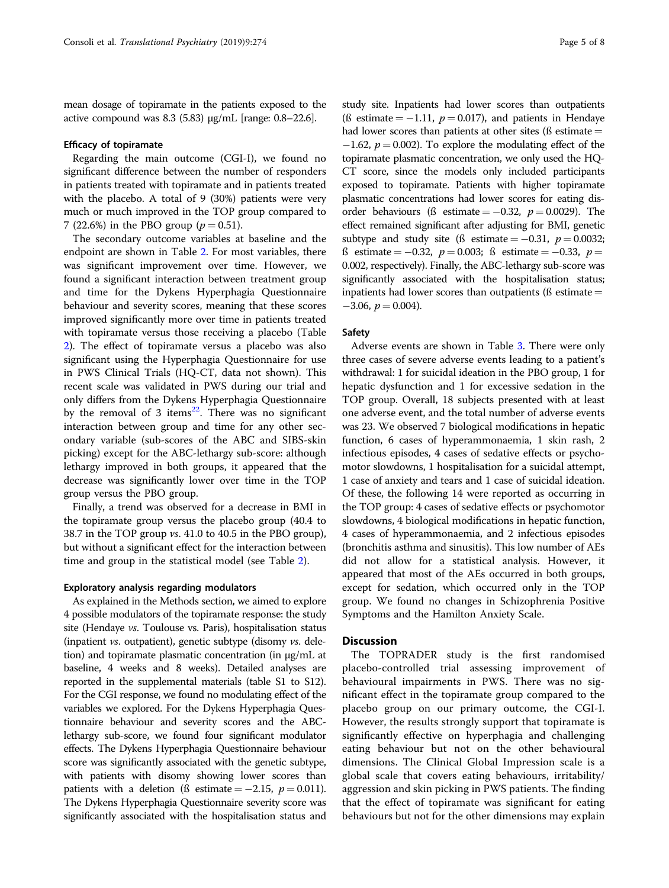mean dosage of topiramate in the patients exposed to the active compound was 8.3 (5.83) µg/mL [range: 0.8–22.6].

#### Efficacy of topiramate

Regarding the main outcome (CGI-I), we found no significant difference between the number of responders in patients treated with topiramate and in patients treated with the placebo. A total of 9 (30%) patients were very much or much improved in the TOP group compared to 7 (22.6%) in the PBO group ($p = 0.51$).

The secondary outcome variables at baseline and the endpoint are shown in Table 2. For most variables, there was significant improvement over time. However, we found a significant interaction between treatment group and time for the Dykens Hyperphagia Questionnaire behaviour and severity scores, meaning that these scores improved significantly more over time in patients treated with topiramate versus those receiving a placebo (Table 2). The effect of topiramate versus a placebo was also significant using the Hyperphagia Questionnaire for use in PWS Clinical Trials (HQ-CT, data not shown). This recent scale was validated in PWS during our trial and only differs from the Dykens Hyperphagia Questionnaire by the removal of 3 items[22]. There was no significant interaction between group and time for any other secondary variable (sub-scores of the ABC and SIBS-skin picking) except for the ABC-lethargy sub-score: although lethargy improved in both groups, it appeared that the decrease was significantly lower over time in the TOP group versus the PBO group.

Finally, a trend was observed for a decrease in BMI in the topiramate group versus the placebo group (40.4 to 38.7 in the TOP group *vs*. 41.0 to 40.5 in the PBO group), but without a significant effect for the interaction between time and group in the statistical model (see Table 2).

#### Exploratory analysis regarding modulators

As explained in the Methods section, we aimed to explore 4 possible modulators of the topiramate response: the study site (Hendaye *vs*. Toulouse vs. Paris), hospitalisation status (inpatient *vs*. outpatient), genetic subtype (disomy *vs*. deletion) and topiramate plasmatic concentration (in µg/mL at baseline, 4 weeks and 8 weeks). Detailed analyses are reported in the supplemental materials (table S1 to S12). For the CGI response, we found no modulating effect of the variables we explored. For the Dykens Hyperphagia Questionnaire behaviour and severity scores and the ABC-lethargy sub-score, we found four significant modulator effects. The Dykens Hyperphagia Questionnaire behaviour score was significantly associated with the genetic subtype, with patients with disomy showing lower scores than patients with a deletion (ß estimate $= -2.15$, $p = 0.011$). The Dykens Hyperphagia Questionnaire severity score was significantly associated with the hospitalisation status and study site. Inpatients had lower scores than outpatients (ß estimate $= -1.11$, $p = 0.017$), and patients in Hendaye had lower scores than patients at other sites (ß estimate $= -1.62$, $p = 0.002$). To explore the modulating effect of the topiramate plasmatic concentration, we only used the HQ-CT score, since the models only included participants exposed to topiramate. Patients with higher topiramate plasmatic concentrations had lower scores for eating disorder behaviours (ß estimate $= -0.32$, $p = 0.0029$). The effect remained significant after adjusting for BMI, genetic subtype and study site (ß estimate $= -0.31$, $p = 0.0032$; ß estimate $= -0.32$, $p = 0.003$; ß estimate $= -0.33$, $p = 0.002$, respectively). Finally, the ABC-lethargy sub-score was significantly associated with the hospitalisation status; inpatients had lower scores than outpatients (ß estimate $= -3.06$, $p = 0.004$).

#### Safety

Adverse events are shown in Table 3. There were only three cases of severe adverse events leading to a patient's withdrawal: 1 for suicidal ideation in the PBO group, 1 for hepatic dysfunction and 1 for excessive sedation in the TOP group. Overall, 18 subjects presented with at least one adverse event, and the total number of adverse events was 23. We observed 7 biological modifications in hepatic function, 6 cases of hyperammonaemia, 1 skin rash, 2 infectious episodes, 4 cases of sedative effects or psychomotor slowdowns, 1 hospitalisation for a suicidal attempt, 1 case of anxiety and tears and 1 case of suicidal ideation. Of these, the following 14 were reported as occurring in the TOP group: 4 cases of sedative effects or psychomotor slowdowns, 4 biological modifications in hepatic function, 4 cases of hyperammonaemia, and 2 infectious episodes (bronchitis asthma and sinusitis). This low number of AEs did not allow for a statistical analysis. However, it appeared that most of the AEs occurred in both groups, except for sedation, which occurred only in the TOP group. We found no changes in Schizophrenia Positive Symptoms and the Hamilton Anxiety Scale.

## Discussion

The TOPRADER study is the first randomised placebo-controlled trial assessing improvement of behavioural impairments in PWS. There was no significant effect in the topiramate group compared to the placebo group on our primary outcome, the CGI-I. However, the results strongly support that topiramate is significantly effective on hyperphagia and challenging eating behaviour but not on the other behavioural dimensions. The Clinical Global Impression scale is a global scale that covers eating behaviours, irritability/aggression and skin picking in PWS patients. The finding that the effect of topiramate was significant for eating behaviours but not for the other dimensions may explain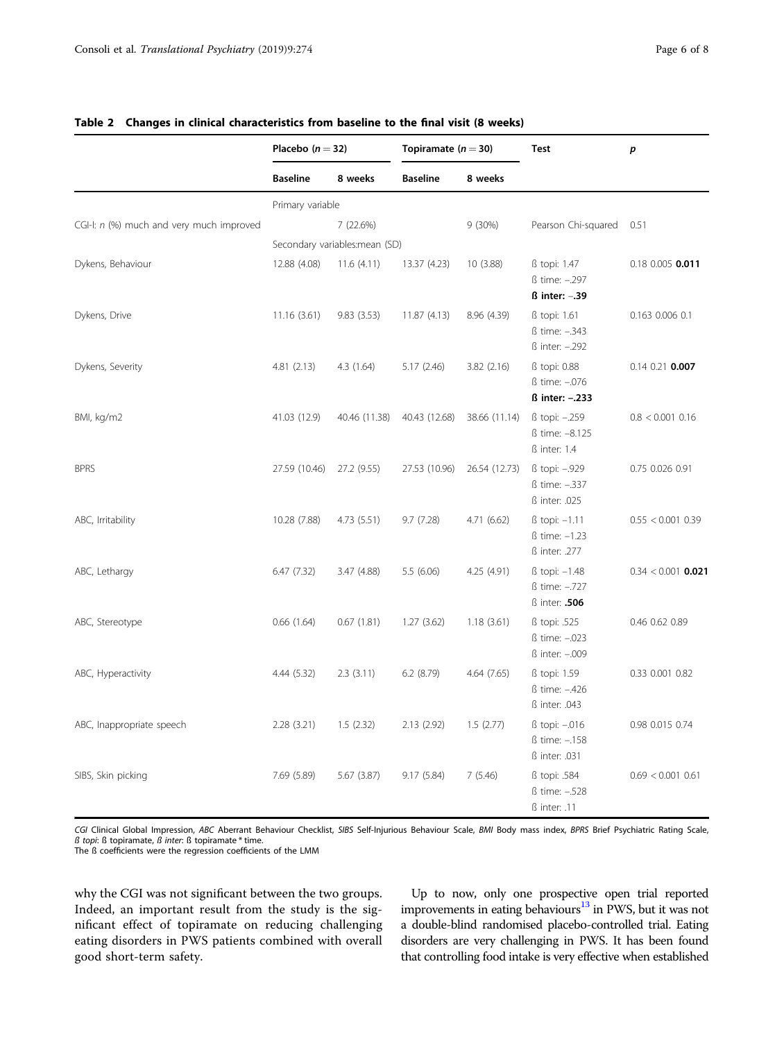**Table 2 Changes in clinical characteristics from baseline to the final visit (8 weeks)**

| | Placebo ($n = 32$) | | Topiramate ($n = 30$) | | Test | $p$ |
|---|---|---|---|---|---|---|
| | Baseline | 8 weeks | Baseline | 8 weeks | | |
| | Primary variable | | | | | |
| CGI-I: *n* (%) much and very much improved | | 7 (22.6%) | | 9 (30%) | Pearson Chi-squared | 0.51 |
| | Secondary variables:mean (SD) | | | | | |
| Dykens, Behaviour | 12.88 (4.08) | 11.6 (4.11) | 13.37 (4.23) | 10 (3.88) | ß topi: 1.47<br>ß time: −.297<br>**ß inter: −.39** | 0.18 0.005 **0.011** |
| Dykens, Drive | 11.16 (3.61) | 9.83 (3.53) | 11.87 (4.13) | 8.96 (4.39) | ß topi: 1.61<br>ß time: −.343<br>ß inter: −.292 | 0.163 0.006 0.1 |
| Dykens, Severity | 4.81 (2.13) | 4.3 (1.64) | 5.17 (2.46) | 3.82 (2.16) | ß topi: 0.88<br>ß time: −.076<br>**ß inter: −.233** | 0.14 0.21 **0.007** |
| BMI, kg/m2 | 41.03 (12.9) | 40.46 (11.38) | 40.43 (12.68) | 38.66 (11.14) | ß topi: −.259<br>ß time: −8.125<br>ß inter: 1.4 | 0.8 < 0.001 0.16 |
| BPRS | 27.59 (10.46) | 27.2 (9.55) | 27.53 (10.96) | 26.54 (12.73) | ß topi: −.929<br>ß time: −.337<br>ß inter: .025 | 0.75 0.026 0.91 |
| ABC, Irritability | 10.28 (7.88) | 4.73 (5.51) | 9.7 (7.28) | 4.71 (6.62) | ß topi: −1.11<br>ß time: −1.23<br>ß inter: .277 | 0.55 < 0.001 0.39 |
| ABC, Lethargy | 6.47 (7.32) | 3.47 (4.88) | 5.5 (6.06) | 4.25 (4.91) | ß topi: −1.48<br>ß time: −.727<br>ß inter: **.506** | 0.34 < 0.001 **0.021** |
| ABC, Stereotype | 0.66 (1.64) | 0.67 (1.81) | 1.27 (3.62) | 1.18 (3.61) | ß topi: .525<br>ß time: −.023<br>ß inter: −.009 | 0.46 0.62 0.89 |
| ABC, Hyperactivity | 4.44 (5.32) | 2.3 (3.11) | 6.2 (8.79) | 4.64 (7.65) | ß topi: 1.59<br>ß time: −.426<br>ß inter: .043 | 0.33 0.001 0.82 |
| ABC, Inappropriate speech | 2.28 (3.21) | 1.5 (2.32) | 2.13 (2.92) | 1.5 (2.77) | ß topi: −.016<br>ß time: −.158<br>ß inter: .031 | 0.98 0.015 0.74 |
| SIBS, Skin picking | 7.69 (5.89) | 5.67 (3.87) | 9.17 (5.84) | 7 (5.46) | ß topi: .584<br>ß time: −.528<br>ß inter: .11 | 0.69 < 0.001 0.61 |

*CGI* Clinical Global Impression, *ABC* Aberrant Behaviour Checklist, *SIBS* Self-Injurious Behaviour Scale, *BMI* Body mass index, *BPRS* Brief Psychiatric Rating Scale, *ß topi*: ß topiramate, *ß inter*: ß topiramate * time.
The ß coefficients were the regression coefficients of the LMM

why the CGI was not significant between the two groups. Indeed, an important result from the study is the significant effect of topiramate on reducing challenging eating disorders in PWS patients combined with overall good short-term safety.

Up to now, only one prospective open trial reported improvements in eating behaviours[13] in PWS, but it was not a double-blind randomised placebo-controlled trial. Eating disorders are very challenging in PWS. It has been found that controlling food intake is very effective when established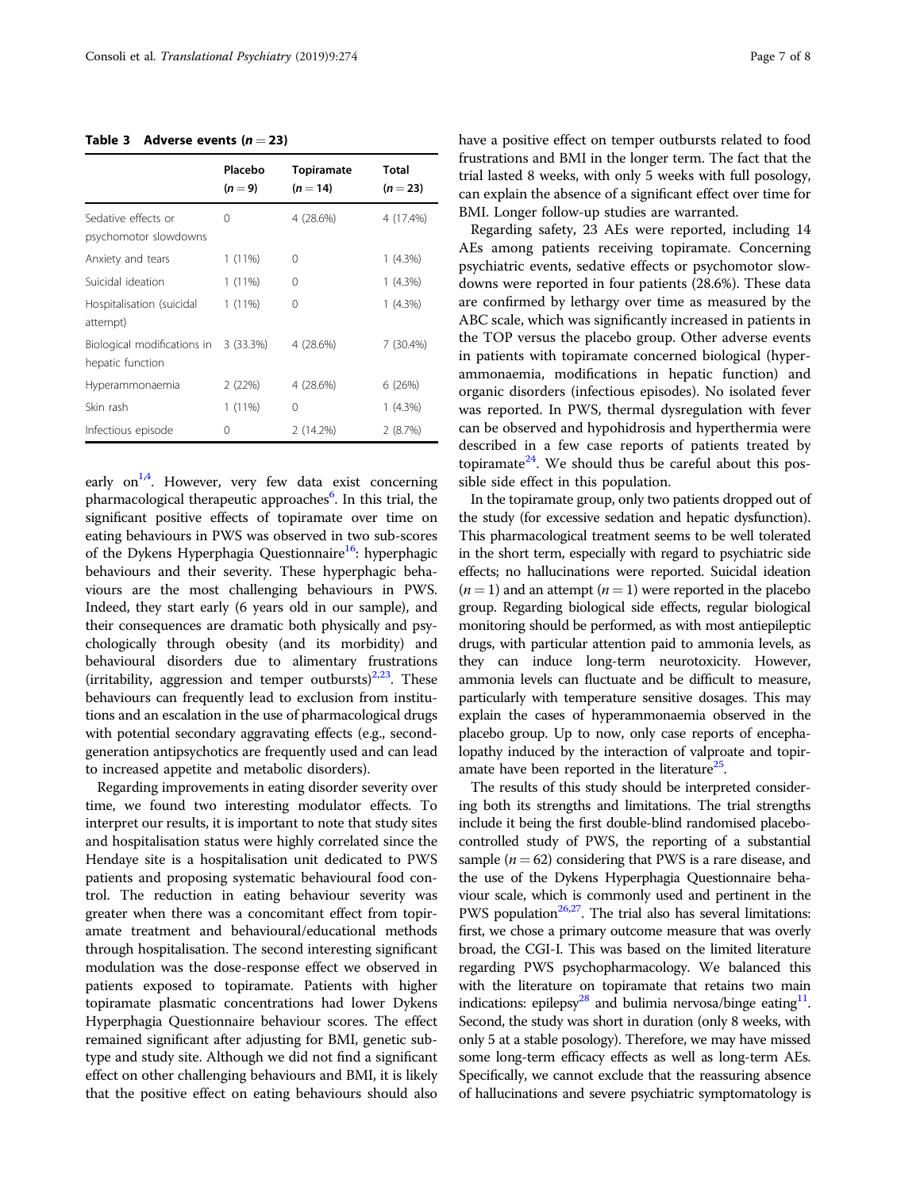**Table 3 Adverse events ($n = 23$)**

| | Placebo ($n = 9$) | Topiramate ($n = 14$) | Total ($n = 23$) |
|---|---|---|---|
| Sedative effects or psychomotor slowdowns | 0 | 4 (28.6%) | 4 (17.4%) |
| Anxiety and tears | 1 (11%) | 0 | 1 (4.3%) |
| Suicidal ideation | 1 (11%) | 0 | 1 (4.3%) |
| Hospitalisation (suicidal attempt) | 1 (11%) | 0 | 1 (4.3%) |
| Biological modifications in hepatic function | 3 (33.3%) | 4 (28.6%) | 7 (30.4%) |
| Hyperammonaemia | 2 (22%) | 4 (28.6%) | 6 (26%) |
| Skin rash | 1 (11%) | 0 | 1 (4.3%) |
| Infectious episode | 0 | 2 (14.2%) | 2 (8.7%) |

early on[1,4]. However, very few data exist concerning pharmacological therapeutic approaches[6]. In this trial, the significant positive effects of topiramate over time on eating behaviours in PWS was observed in two sub-scores of the Dykens Hyperphagia Questionnaire[16]: hyperphagic behaviours and their severity. These hyperphagic behaviours are the most challenging behaviours in PWS. Indeed, they start early (6 years old in our sample), and their consequences are dramatic both physically and psychologically through obesity (and its morbidity) and behavioural disorders due to alimentary frustrations (irritability, aggression and temper outbursts)[2,23]. These behaviours can frequently lead to exclusion from institutions and an escalation in the use of pharmacological drugs with potential secondary aggravating effects (e.g., second-generation antipsychotics are frequently used and can lead to increased appetite and metabolic disorders).

Regarding improvements in eating disorder severity over time, we found two interesting modulator effects. To interpret our results, it is important to note that study sites and hospitalisation status were highly correlated since the Hendaye site is a hospitalisation unit dedicated to PWS patients and proposing systematic behavioural food control. The reduction in eating behaviour severity was greater when there was a concomitant effect from topiramate treatment and behavioural/educational methods through hospitalisation. The second interesting significant modulation was the dose-response effect we observed in patients exposed to topiramate. Patients with higher topiramate plasmatic concentrations had lower Dykens Hyperphagia Questionnaire behaviour scores. The effect remained significant after adjusting for BMI, genetic subtype and study site. Although we did not find a significant effect on other challenging behaviours and BMI, it is likely that the positive effect on eating behaviours should also have a positive effect on temper outbursts related to food frustrations and BMI in the longer term. The fact that the trial lasted 8 weeks, with only 5 weeks with full posology, can explain the absence of a significant effect over time for BMI. Longer follow-up studies are warranted.

Regarding safety, 23 AEs were reported, including 14 AEs among patients receiving topiramate. Concerning psychiatric events, sedative effects or psychomotor slowdowns were reported in four patients (28.6%). These data are confirmed by lethargy over time as measured by the ABC scale, which was significantly increased in patients in the TOP versus the placebo group. Other adverse events in patients with topiramate concerned biological (hyperammonaemia, modifications in hepatic function) and organic disorders (infectious episodes). No isolated fever was reported. In PWS, thermal dysregulation with fever can be observed and hypohidrosis and hyperthermia were described in a few case reports of patients treated by topiramate[24]. We should thus be careful about this possible side effect in this population.

In the topiramate group, only two patients dropped out of the study (for excessive sedation and hepatic dysfunction). This pharmacological treatment seems to be well tolerated in the short term, especially with regard to psychiatric side effects; no hallucinations were reported. Suicidal ideation ($n = 1$) and an attempt ($n = 1$) were reported in the placebo group. Regarding biological side effects, regular biological monitoring should be performed, as with most antiepileptic drugs, with particular attention paid to ammonia levels, as they can induce long-term neurotoxicity. However, ammonia levels can fluctuate and be difficult to measure, particularly with temperature sensitive dosages. This may explain the cases of hyperammonaemia observed in the placebo group. Up to now, only case reports of encephalopathy induced by the interaction of valproate and topiramate have been reported in the literature[25].

The results of this study should be interpreted considering both its strengths and limitations. The trial strengths include it being the first double-blind randomised placebo-controlled study of PWS, the reporting of a substantial sample ($n = 62$) considering that PWS is a rare disease, and the use of the Dykens Hyperphagia Questionnaire behaviour scale, which is commonly used and pertinent in the PWS population[26,27]. The trial also has several limitations: first, we chose a primary outcome measure that was overly broad, the CGI-I. This was based on the limited literature regarding PWS psychopharmacology. We balanced this with the literature on topiramate that retains two main indications: epilepsy[28] and bulimia nervosa/binge eating[11]. Second, the study was short in duration (only 8 weeks, with only 5 at a stable posology). Therefore, we may have missed some long-term efficacy effects as well as long-term AEs. Specifically, we cannot exclude that the reassuring absence of hallucinations and severe psychiatric symptomatology is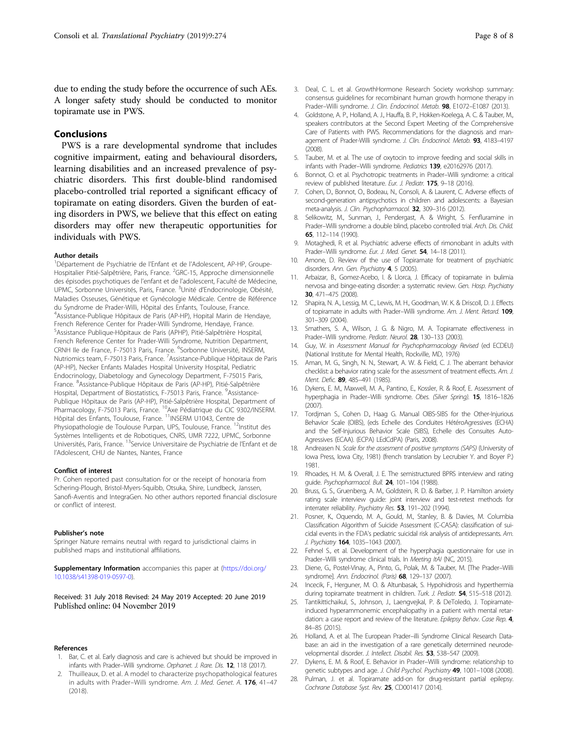due to ending the study before the occurrence of such AEs. A longer safety study should be conducted to monitor topiramate use in PWS.

## Conclusions

PWS is a rare developmental syndrome that includes cognitive impairment, eating and behavioural disorders, learning disabilities and an increased prevalence of psychiatric disorders. This first double-blind randomised placebo-controlled trial reported a significant efficacy of topiramate on eating disorders. Given the burden of eating disorders in PWS, we believe that this effect on eating disorders may offer new therapeutic opportunities for individuals with PWS.

#### Author details

[1]Département de Psychiatrie de l'Enfant et de l'Adolescent, AP-HP, Groupe-Hospitalier Pitié-Salpêtrière, Paris, France. [2]GRC-15, Approche dimensionnelle des épisodes psychotiques de l'enfant et de l'adolescent, Faculté de Médecine, UPMC, Sorbonne Universités, Paris, France. [3]Unité d'Endocrinologie, Obésité, Maladies Osseuses, Génétique et Gynécologie Médicale. Centre de Référence du Syndrome de Prader-Willi, Hôpital des Enfants, Toulouse, France. [4]Assistance-Publique Hôpitaux de Paris (AP-HP), Hopital Marin de Hendaye, French Reference Center for Prader-Willi Syndrome, Hendaye, France. [5]Assistance Publique-Hôpitaux de Paris (APHP), Pitié-Salpêtrière Hospital, French Reference Center for Prader-Willi Syndrome, Nutrition Department, CRNH Ile de France, F-75013 Paris, France. [6]Sorbonne Université, INSERM, Nutriomics team, F-75013 Paris, France. [7]Assistance-Publique Hôpitaux de Paris (AP-HP), Necker Enfants Malades Hospital University Hospital, Pediatric Endocrinology, Diabetology and Gynecology Department, F-75015 Paris, France. [8]Assistance-Publique Hôpitaux de Paris (AP-HP), Pitié-Salpêtrière Hospital, Department of Biostatistics, F-75013 Paris, France. [9]Assistance-Publique Hôpitaux de Paris (AP-HP), Pitié-Salpêtrière Hospital, Department of Pharmacology, F-75013 Paris, France. [10]Axe Pédiatrique du CIC 9302/INSERM. Hôpital des Enfants, Toulouse, France. [11]INSERM U1043, Centre de Physiopathologie de Toulouse Purpan, UPS, Toulouse, France. [12]Institut des Systèmes Intelligents et de Robotiques, CNRS, UMR 7222, UPMC, Sorbonne Universités, Paris, France. [13]Service Universitaire de Psychiatrie de l'Enfant et de l'Adolescent, CHU de Nantes, Nantes, France

#### Conflict of interest

Pr. Cohen reported past consultation for or the receipt of honoraria from Schering-Plough, Bristol-Myers-Squibb, Otsuka, Shire, Lundbeck, Janssen, Sanofi-Aventis and IntegraGen. No other authors reported financial disclosure or conflict of interest.

#### Publisher's note

Springer Nature remains neutral with regard to jurisdictional claims in published maps and institutional affiliations.

**Supplementary Information** accompanies this paper at (https://doi.org/10.1038/s41398-019-0597-0).

Received: 31 July 2018 Revised: 24 May 2019 Accepted: 20 June 2019
Published online: 04 November 2019

#### References

1. Bar, C. et al. Early diagnosis and care is achieved but should be improved in infants with Prader–Willi syndrome. *Orphanet. J. Rare. Dis.* **12**, 118 (2017).
2. Thuilleaux, D. et al. A model to characterize psychopathological features in adults with Prader–Willi syndrome. *Am. J. Med. Genet. A.* **176**, 41–47 (2018).
3. Deal, C. L. et al. GrowthHormone Research Society workshop summary: consensus guidelines for recombinant human growth hormone therapy in Prader–Willi syndrome. *J. Clin. Endocrinol. Metab.* **98**, E1072–E1087 (2013).
4. Goldstone, A. P., Holland, A. J., Hauffa, B. P., Hokken-Koelega, A. C. & Tauber, M., speakers contributors at the Second Expert Meeting of the Comprehensive Care of Patients with PWS. Recommendations for the diagnosis and management of Prader-Willi syndrome. *J. Clin. Endocrinol. Metab.* **93**, 4183–4197 (2008).
5. Tauber, M. et al. The use of oxytocin to improve feeding and social skills in infants with Prader–Willi syndrome. *Pediatrics* **139**, e20162976 (2017).
6. Bonnot, O. et al. Psychotropic treatments in Prader–Willi syndrome: a critical review of published literature. *Eur. J. Pediatr.* **175**, 9–18 (2016).
7. Cohen, D., Bonnot, O., Bodeau, N., Consoli, A. & Laurent, C. Adverse effects of second-generation antipsychotics in children and adolescents: a Bayesian meta-analysis. *J. Clin. Psychopharmacol.* **32**, 309–316 (2012).
8. Selikowitz, M., Sunman, J., Pendergast, A. & Wright, S. Fenfluramine in Prader–Willi syndrome: a double blind, placebo controlled trial. *Arch. Dis. Child.* **65**, 112–114 (1990).
9. Motaghedi, R. et al. Psychiatric adverse effects of rimonobant in adults with Prader–Willi syndrome. *Eur. J. Med. Genet.* **54**, 14–18 (2011).
10. Arnone, D. Review of the use of Topiramate for treatment of psychiatric disorders. *Ann. Gen. Psychiatry* **4**, 5 (2005).
11. Arbaizar, B., Gomez-Acebo, I. & Llorca, J. Efficacy of topiramate in bulimia nervosa and binge-eating disorder: a systematic review. *Gen. Hosp. Psychiatry* **30**, 471–475 (2008).
12. Shapira, N. A., Lessig, M. C., Lewis, M. H., Goodman, W. K. & Driscoll, D. J. Effects of topiramate in adults with Prader–Willi syndrome. *Am. J. Ment. Retard.* **109**, 301–309 (2004).
13. Smathers, S. A., Wilson, J. G. & Nigro, M. A. Topiramate effectiveness in Prader–Willi syndrome. *Pediatr. Neurol.* **28**, 130–133 (2003).
14. Guy, W. in *Assessment Manual for Psychopharmacology Revised* (ed ECDEU) (National Institute for Mental Health, Rockville, MD, 1976)
15. Aman, M. G., Singh, N. N., Stewart, A. W. & Field, C. J. The aberrant behavior checklist: a behavior rating scale for the assessment of treatment effects. *Am. J. Ment. Defic.* **89**, 485–491 (1985).
16. Dykens, E. M., Maxwell, M. A., Pantino, E., Kossler, R. & Roof, E. Assessment of hyperphagia in Prader–Willi syndrome. *Obes. (Silver Spring).* **15**, 1816–1826 (2007).
17. Tordjman S., Cohen D., Haag G. Manual OIBS-SIBS for the Other-Injurious Behavior Scale (OIBS), (eds Echelle des Conduites HétéroAgressives (ECHA) and the Self-Injurious Behavior Scale (SIBS), Echelle des Consuites Auto-Agressives (ECAA). (ECPA) LEdCdPA) (Paris, 2008).
18. Andreasen N. *Scale for the assesment of positive symptoms (SAPS)* (University of Iowa Press, Iowa City, 1981) (french translation by Lecrubier Y. and Boyer P.) 1981.
19. Rhoades, H. M. & Overall, J. E. The semistructured BPRS interview and rating guide. *Psychopharmacol. Bull.* **24**, 101–104 (1988).
20. Bruss, G. S., Gruenberg, A. M., Goldstein, R. D. & Barber, J. P. Hamilton anxiety rating scale interview guide: joint interview and test-retest methods for interrater reliability. *Psychiatry Res.* **53**, 191–202 (1994).
21. Posner, K., Oquendo, M. A., Gould, M., Stanley, B. & Davies, M. Columbia Classification Algorithm of Suicide Assessment (C-CASA): classification of suicidal events in the FDA's pediatric suicidal risk analysis of antidepressants. *Am. J. Psychiatry* **164**, 1035–1043 (2007).
22. Fehnel S., et al. Development of the hyperphagia questionnaire for use in Prader–Willi syndrome clinical trials. In *Meeting ItAI* (NC, 2015).
23. Diene, G., Postel-Vinay, A., Pinto, G., Polak, M. & Tauber, M. [The Prader–Willi syndrome]. *Ann. Endocrinol. (Paris)* **68**, 129–137 (2007).
24. Incecik, F., Herguner, M. O. & Altunbasak, S. Hypohidrosis and hyperthermia during topiramate treatment in children. *Turk. J. Pediatr.* **54**, 515–518 (2012).
25. Tantikittichaikul, S., Johnson, J., Laengvejkal, P. & DeToledo, J. Topiramate-induced hyperammonemic encephalopathy in a patient with mental retardation: a case report and review of the literature. *Epilepsy Behav. Case Rep.* **4**, 84–85 (2015).
26. Holland, A. et al. The European Prader–illi Syndrome Clinical Research Database: an aid in the investigation of a rare genetically determined neurodevelopmental disorder. *J. Intellect. Disabil. Res.* **53**, 538–547 (2009).
27. Dykens, E. M. & Roof, E. Behavior in Prader–Willi syndrome: relationship to genetic subtypes and age. *J. Child Psychol. Psychiatry* **49**, 1001–1008 (2008).
28. Pulman, J. et al. Topiramate add-on for drug-resistant partial epilepsy. *Cochrane Database Syst. Rev.* **25**, CD001417 (2014).